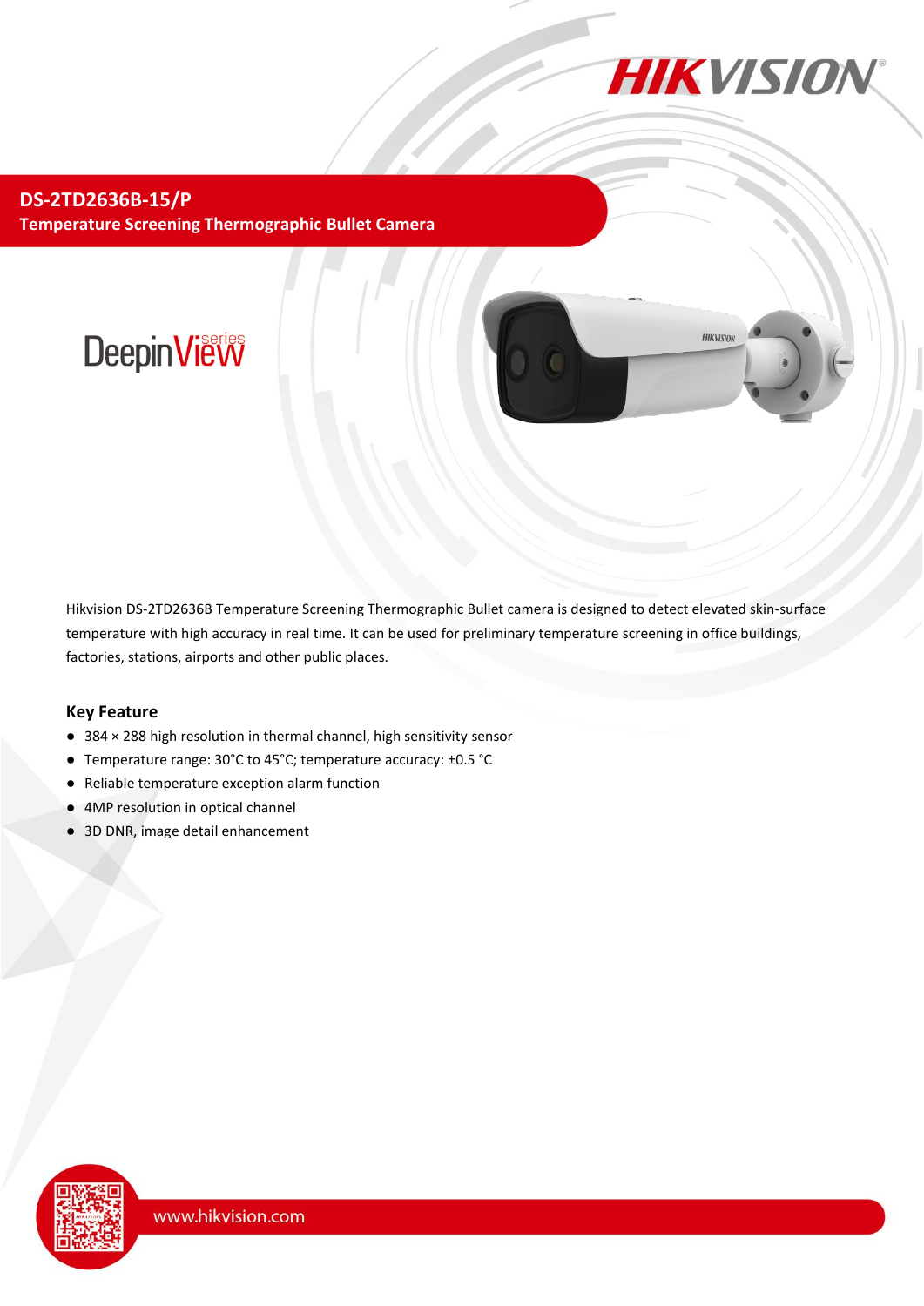HIKVISION

# DS-2TD2636B-15/P

## Temperature Screening Thermographic Bullet Camera

DeepinView series

Hikvision DS-2TD2636B Temperature Screening Thermographic Bullet camera is designed to detect elevated skin-surface temperature with high accuracy in real time. It can be used for preliminary temperature screening in office buildings, factories, stations, airports and other public places.

### Key Feature

- 384 × 288 high resolution in thermal channel, high sensitivity sensor
- Temperature range: 30°C to 45°C; temperature accuracy: ±0.5 °C
- Reliable temperature exception alarm function
- 4MP resolution in optical channel
- 3D DNR, image detail enhancement

www.hikvision.com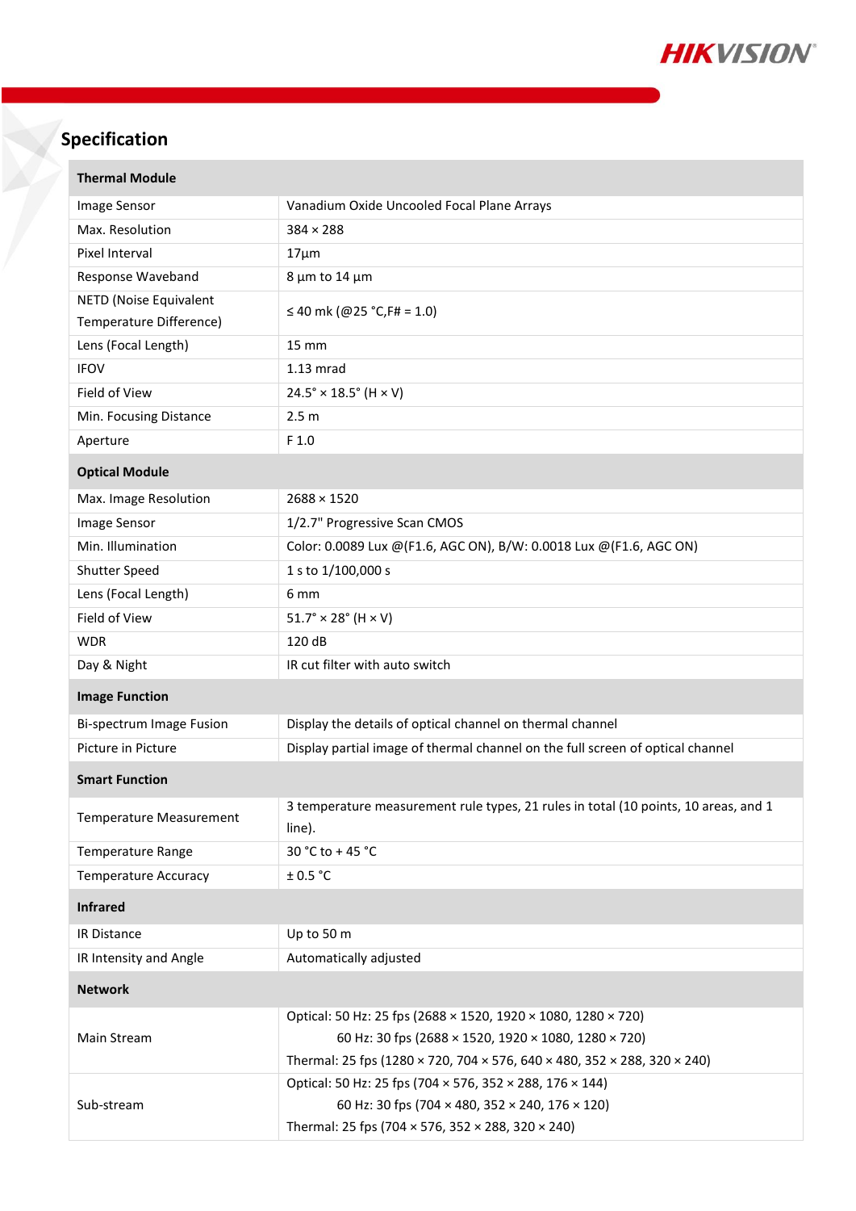## Specification

| Thermal Module | |
|---|---|
| Image Sensor | Vanadium Oxide Uncooled Focal Plane Arrays |
| Max. Resolution | 384 × 288 |
| Pixel Interval | 17μm |
| Response Waveband | 8 μm to 14 μm |
| NETD (Noise Equivalent Temperature Difference) | ≤ 40 mk (@25 °C,F# = 1.0) |
| Lens (Focal Length) | 15 mm |
| IFOV | 1.13 mrad |
| Field of View | 24.5° × 18.5° (H × V) |
| Min. Focusing Distance | 2.5 m |
| Aperture | F 1.0 |
| **Optical Module** | |
| Max. Image Resolution | 2688 × 1520 |
| Image Sensor | 1/2.7" Progressive Scan CMOS |
| Min. Illumination | Color: 0.0089 Lux @(F1.6, AGC ON), B/W: 0.0018 Lux @(F1.6, AGC ON) |
| Shutter Speed | 1 s to 1/100,000 s |
| Lens (Focal Length) | 6 mm |
| Field of View | 51.7° × 28° (H × V) |
| WDR | 120 dB |
| Day & Night | IR cut filter with auto switch |
| **Image Function** | |
| Bi-spectrum Image Fusion | Display the details of optical channel on thermal channel |
| Picture in Picture | Display partial image of thermal channel on the full screen of optical channel |
| **Smart Function** | |
| Temperature Measurement | 3 temperature measurement rule types, 21 rules in total (10 points, 10 areas, and 1 line). |
| Temperature Range | 30 °C to + 45 °C |
| Temperature Accuracy | ± 0.5 °C |
| **Infrared** | |
| IR Distance | Up to 50 m |
| IR Intensity and Angle | Automatically adjusted |
| **Network** | |
| Main Stream | Optical: 50 Hz: 25 fps (2688 × 1520, 1920 × 1080, 1280 × 720)<br>60 Hz: 30 fps (2688 × 1520, 1920 × 1080, 1280 × 720)<br>Thermal: 25 fps (1280 × 720, 704 × 576, 640 × 480, 352 × 288, 320 × 240) |
| Sub-stream | Optical: 50 Hz: 25 fps (704 × 576, 352 × 288, 176 × 144)<br>60 Hz: 30 fps (704 × 480, 352 × 240, 176 × 120)<br>Thermal: 25 fps (704 × 576, 352 × 288, 320 × 240) |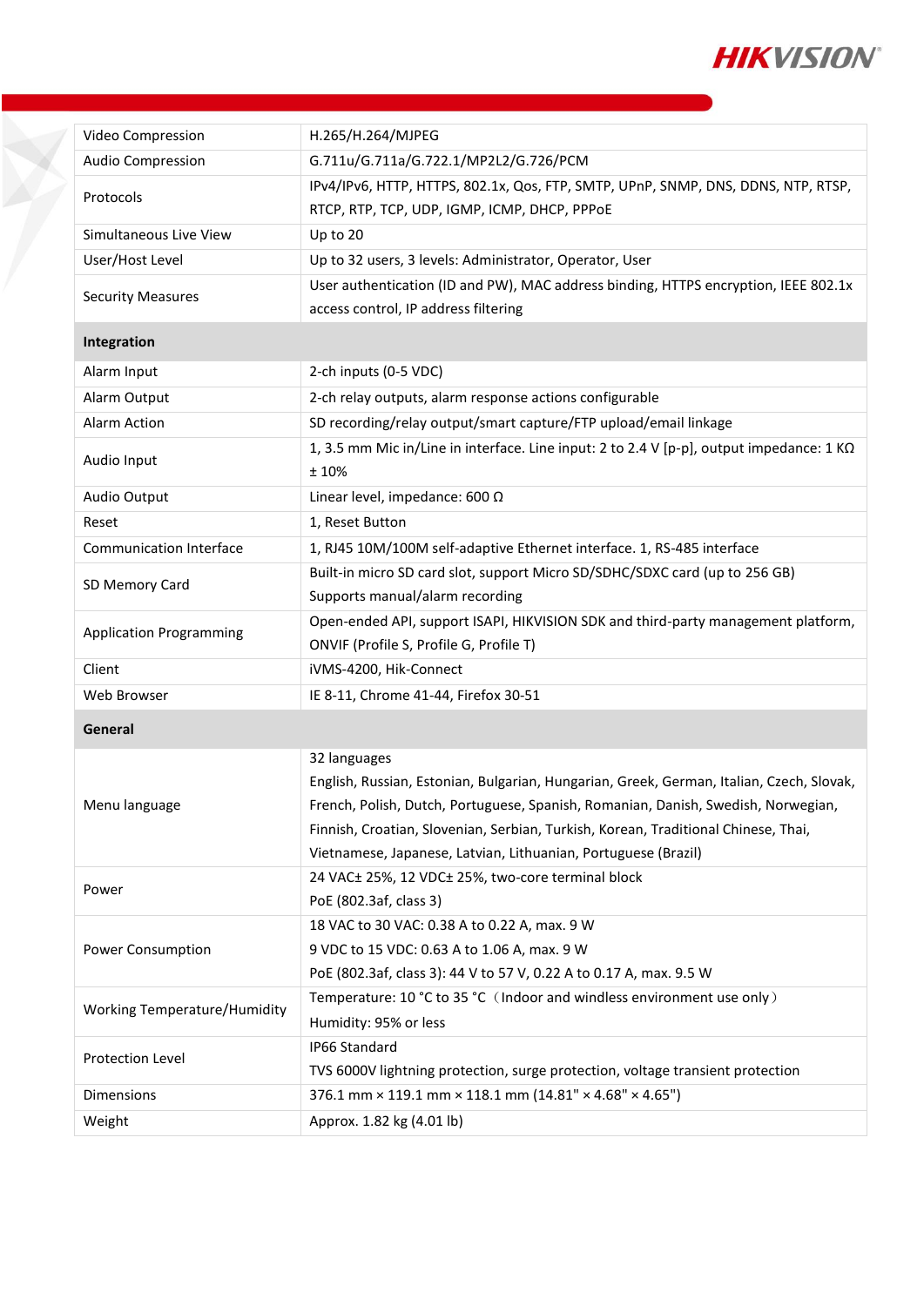| | |
|---|---|
| Video Compression | H.265/H.264/MJPEG |
| Audio Compression | G.711u/G.711a/G.722.1/MP2L2/G.726/PCM |
| Protocols | IPv4/IPv6, HTTP, HTTPS, 802.1x, Qos, FTP, SMTP, UPnP, SNMP, DNS, DDNS, NTP, RTSP, RTCP, RTP, TCP, UDP, IGMP, ICMP, DHCP, PPPoE |
| Simultaneous Live View | Up to 20 |
| User/Host Level | Up to 32 users, 3 levels: Administrator, Operator, User |
| Security Measures | User authentication (ID and PW), MAC address binding, HTTPS encryption, IEEE 802.1x access control, IP address filtering |
| **Integration** | |
| Alarm Input | 2-ch inputs (0-5 VDC) |
| Alarm Output | 2-ch relay outputs, alarm response actions configurable |
| Alarm Action | SD recording/relay output/smart capture/FTP upload/email linkage |
| Audio Input | 1, 3.5 mm Mic in/Line in interface. Line input: 2 to 2.4 V [p-p], output impedance: 1 KΩ ± 10% |
| Audio Output | Linear level, impedance: 600 Ω |
| Reset | 1, Reset Button |
| Communication Interface | 1, RJ45 10M/100M self-adaptive Ethernet interface. 1, RS-485 interface |
| SD Memory Card | Built-in micro SD card slot, support Micro SD/SDHC/SDXC card (up to 256 GB) Supports manual/alarm recording |
| Application Programming | Open-ended API, support ISAPI, HIKVISION SDK and third-party management platform, ONVIF (Profile S, Profile G, Profile T) |
| Client | iVMS-4200, Hik-Connect |
| Web Browser | IE 8-11, Chrome 41-44, Firefox 30-51 |
| **General** | |
| Menu language | 32 languages<br>English, Russian, Estonian, Bulgarian, Hungarian, Greek, German, Italian, Czech, Slovak, French, Polish, Dutch, Portuguese, Spanish, Romanian, Danish, Swedish, Norwegian, Finnish, Croatian, Slovenian, Serbian, Turkish, Korean, Traditional Chinese, Thai, Vietnamese, Japanese, Latvian, Lithuanian, Portuguese (Brazil) |
| Power | 24 VAC± 25%, 12 VDC± 25%, two-core terminal block<br>PoE (802.3af, class 3) |
| Power Consumption | 18 VAC to 30 VAC: 0.38 A to 0.22 A, max. 9 W<br>9 VDC to 15 VDC: 0.63 A to 1.06 A, max. 9 W<br>PoE (802.3af, class 3): 44 V to 57 V, 0.22 A to 0.17 A, max. 9.5 W |
| Working Temperature/Humidity | Temperature: 10 °C to 35 °C（Indoor and windless environment use only）<br>Humidity: 95% or less |
| Protection Level | IP66 Standard<br>TVS 6000V lightning protection, surge protection, voltage transient protection |
| Dimensions | 376.1 mm × 119.1 mm × 118.1 mm (14.81" × 4.68" × 4.65") |
| Weight | Approx. 1.82 kg (4.01 lb) |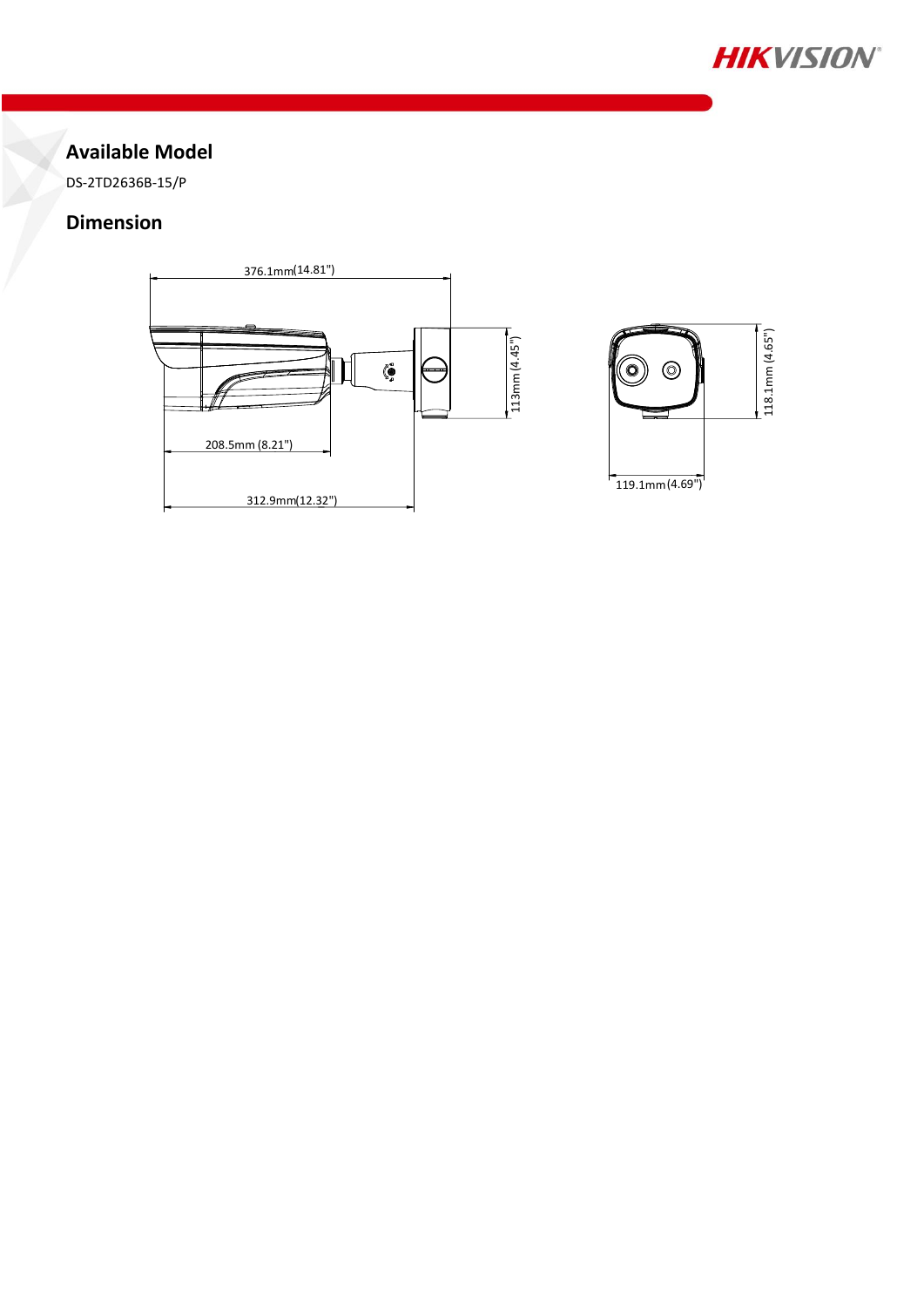## Available Model

DS-2TD2636B-15/P

## Dimension

376.1mm(14.81")

113mm (4.45")

208.5mm (8.21")

312.9mm(12.32")

118.1mm (4.65")

119.1mm (4.69")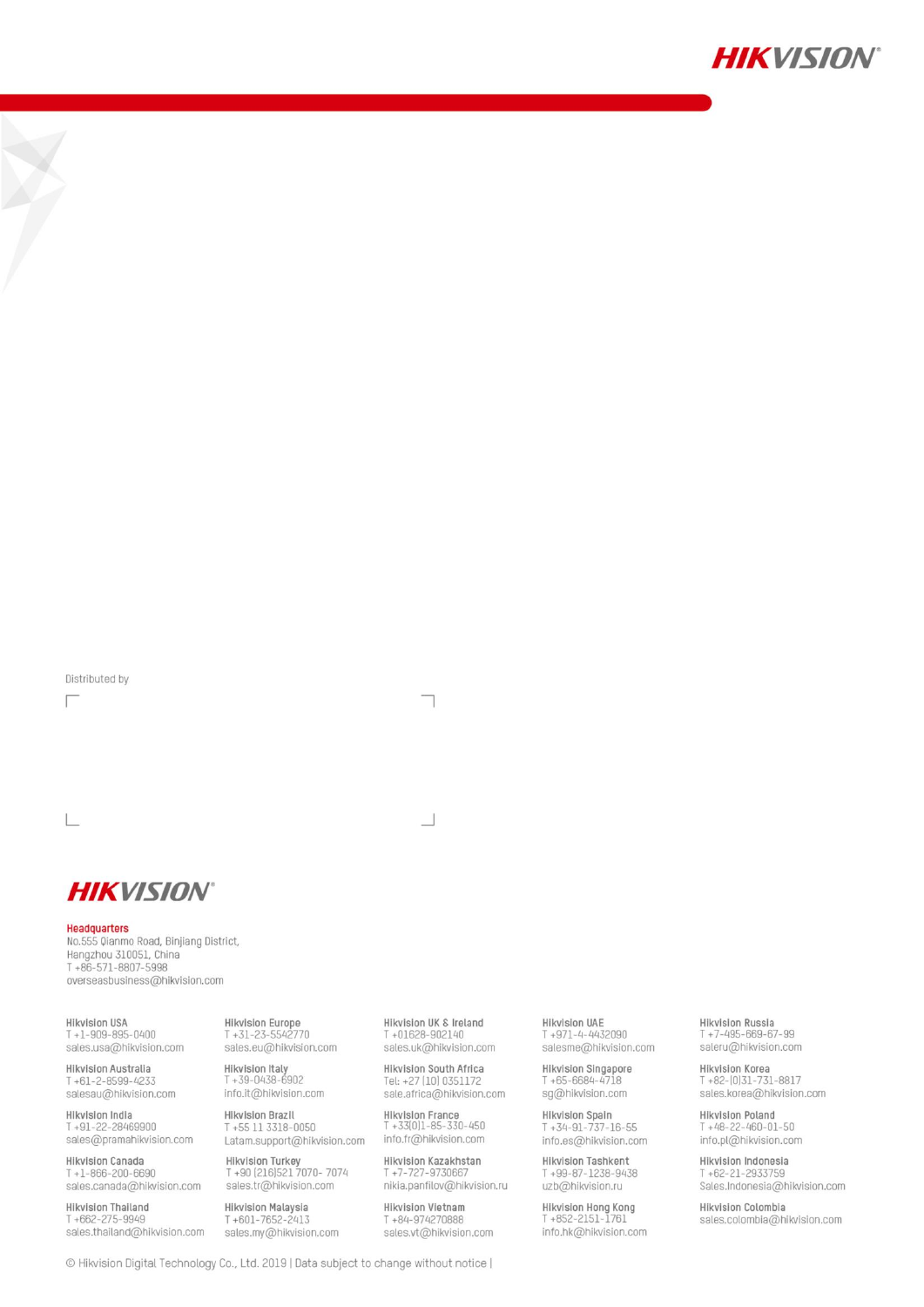Distributed by

**HIKVISION**

**Headquarters**
No.555 Qianmo Road, Binjiang District,
Hangzhou 310051, China
T +86-571-8807-5998
overseasbusiness@hikvision.com

**Hikvision USA**
T +1-909-895-0400
sales.usa@hikvision.com

**Hikvision Australia**
T +61-2-8599-4233
salesau@hikvision.com

**Hikvision India**
T +91-22-28469900
sales@pramahikvision.com

**Hikvision Canada**
T +1-866-200-6690
sales.canada@hikvision.com

**Hikvision Thailand**
T +662-275-9949
sales.thailand@hikvision.com

**Hikvision Europe**
T +31-23-5542770
sales.eu@hikvision.com

**Hikvision Italy**
T +39-0438-6902
info.it@hikvision.com

**Hikvision Brazil**
T +55 11 3318-0050
Latam.support@hikvision.com

**Hikvision Turkey**
T +90 (216)521 7070- 7074
sales.tr@hikvision.com

**Hikvision Malaysia**
T +601-7652-2413
sales.my@hikvision.com

**Hikvision UK & Ireland**
T +01628-902140
sales.uk@hikvision.com

**Hikvision South Africa**
Tel: +27 (10) 0351172
sale.africa@hikvision.com

**Hikvision France**
T +33(0)1-85-330-450
info.fr@hikvision.com

**Hikvision Kazakhstan**
T +7-727-9730667
nikia.panfilov@hikvision.ru

**Hikvision Vietnam**
T +84-974270888
sales.vt@hikvision.com

**Hikvision UAE**
T +971-4-4432090
salesme@hikvision.com

**Hikvision Singapore**
T +65-6684-4718
sg@hikvision.com

**Hikvision Spain**
T +34-91-737-16-55
info.es@hikvision.com

**Hikvision Tashkent**
T +99-87-1238-9438
uzb@hikvision.ru

**Hikvision Hong Kong**
T +852-2151-1761
info.hk@hikvision.com

**Hikvision Russia**
T +7-495-669-67-99
saleru@hikvision.com

**Hikvision Korea**
T +82-(0)31-731-8817
sales.korea@hikvision.com

**Hikvision Poland**
T +48-22-460-01-50
info.pl@hikvision.com

**Hikvision Indonesia**
T +62-21-2933759
Sales.Indonesia@hikvision.com

**Hikvision Colombia**
sales.colombia@hikvision.com

© Hikvision Digital Technology Co., Ltd. 2019 | Data subject to change without notice |